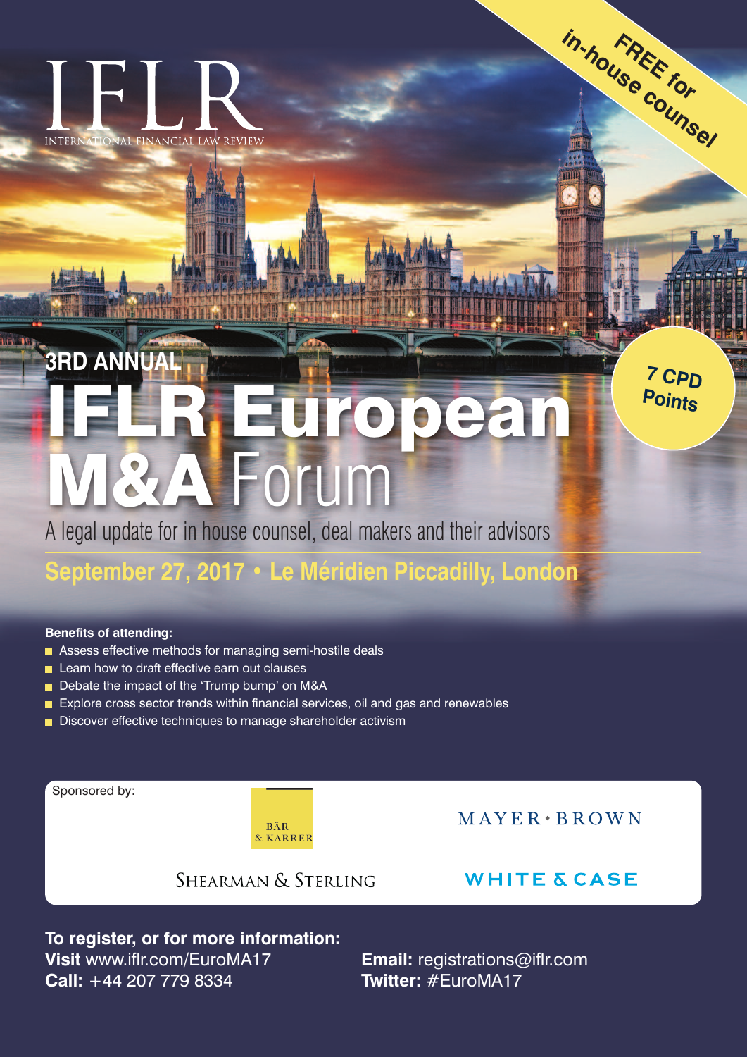IFLR
INTERNATIONAL FINANCIAL LAW REVIEW

**FREE for in-house counsel**

3RD ANNUAL

# IFLR European M&A Forum

**7 CPD Points**

A legal update for in house counsel, deal makers and their advisors

## September 27, 2017 • Le Méridien Piccadilly, London

**Benefits of attending:**

- Assess effective methods for managing semi-hostile deals
- Learn how to draft effective earn out clauses
- Debate the impact of the 'Trump bump' on M&A
- Explore cross sector trends within financial services, oil and gas and renewables
- Discover effective techniques to manage shareholder activism

Sponsored by:

BÄR & KARRER

MAYER • BROWN

SHEARMAN & STERLING

WHITE & CASE

**To register, or for more information:**

**Visit** www.iflr.com/EuroMA17

**Call:** +44 207 779 8334

**Email:** registrations@iflr.com

**Twitter:** #EuroMA17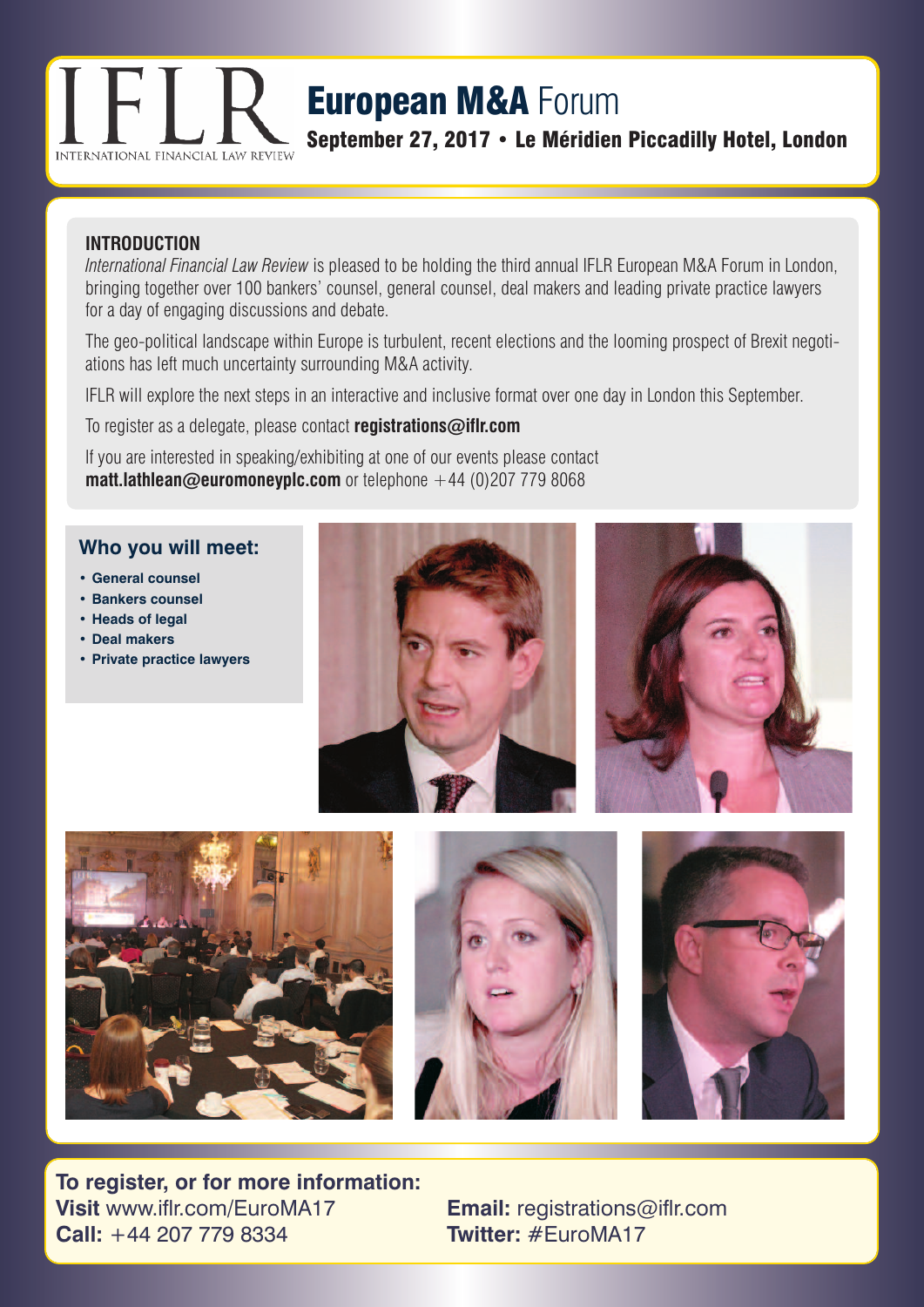# IFLR — International Financial Law Review

## European M&A Forum

**September 27, 2017 • Le Méridien Piccadilly Hotel, London**

### INTRODUCTION

*International Financial Law Review* is pleased to be holding the third annual IFLR European M&A Forum in London, bringing together over 100 bankers' counsel, general counsel, deal makers and leading private practice lawyers for a day of engaging discussions and debate.

The geo-political landscape within Europe is turbulent, recent elections and the looming prospect of Brexit negotiations has left much uncertainty surrounding M&A activity.

IFLR will explore the next steps in an interactive and inclusive format over one day in London this September.

To register as a delegate, please contact **registrations@iflr.com**

If you are interested in speaking/exhibiting at one of our events please contact **matt.lathlean@euromoneyplc.com** or telephone +44 (0)207 779 8068

### Who you will meet:

- **General counsel**
- **Bankers counsel**
- **Heads of legal**
- **Deal makers**
- **Private practice lawyers**

**To register, or for more information:**

**Visit** www.iflr.com/EuroMA17

**Call:** +44 207 779 8334

**Email:** registrations@iflr.com

**Twitter:** #EuroMA17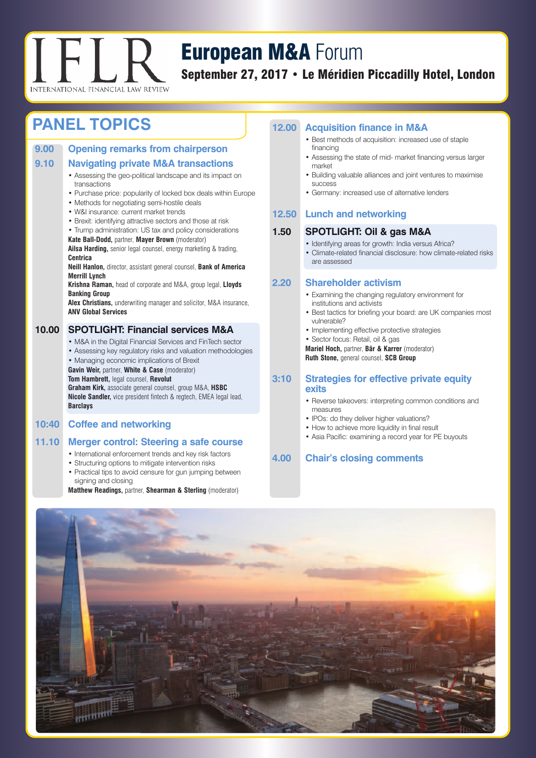# IFLR
INTERNATIONAL FINANCIAL LAW REVIEW

# European M&A Forum

**September 27, 2017 • Le Méridien Piccadilly Hotel, London**

## PANEL TOPICS

### 9.00 Opening remarks from chairperson

### 9.10 Navigating private M&A transactions

- Assessing the geo-political landscape and its impact on transactions
- Purchase price: popularity of locked box deals within Europe
- Methods for negotiating semi-hostile deals
- W&I insurance: current market trends
- Brexit: identifying attractive sectors and those at risk
- Trump administration: US tax and policy considerations

**Kate Ball-Dodd,** partner, **Mayer Brown** (moderator)
**Ailsa Harding,** senior legal counsel, energy marketing & trading, **Centrica**
**Neill Hanlon,** director, assistant general counsel, **Bank of America Merrill Lynch**
**Krishna Raman,** head of corporate and M&A, group legal, **Lloyds Banking Group**
**Alex Christians,** underwriting manager and solicitor, M&A insurance, **ANV Global Services**

### 10.00 SPOTLIGHT: Financial services M&A

- M&A in the Digital Financial Services and FinTech sector
- Assessing key regulatory risks and valuation methodologies
- Managing economic implications of Brexit

**Gavin Weir,** partner, **White & Case** (moderator)
**Tom Hambrett,** legal counsel, **Revolut**
**Graham Kirk,** associate general counsel, group M&A, **HSBC**
**Nicole Sandler,** vice president fintech & regtech, EMEA legal lead, **Barclays**

### 10:40 Coffee and networking

### 11.10 Merger control: Steering a safe course

- International enforcement trends and key risk factors
- Structuring options to mitigate intervention risks
- Practical tips to avoid censure for gun jumping between signing and closing

**Matthew Readings,** partner, **Shearman & Sterling** (moderator)

### 12.00 Acquisition finance in M&A

- Best methods of acquisition: increased use of staple financing
- Assessing the state of mid- market financing versus larger market
- Building valuable alliances and joint ventures to maximise success
- Germany: increased use of alternative lenders

### 12.50 Lunch and networking

### 1.50 SPOTLIGHT: Oil & gas M&A

- Identifying areas for growth: India versus Africa?
- Climate-related financial disclosure: how climate-related risks are assessed

### 2.20 Shareholder activism

- Examining the changing regulatory environment for institutions and activists
- Best tactics for briefing your board: are UK companies most vulnerable?
- Implementing effective protective strategies
- Sector focus: Retail, oil & gas

**Mariel Hoch,** partner, **Bär & Karrer** (moderator)
**Ruth Stone,** general counsel, **SCB Group**

### 3:10 Strategies for effective private equity exits

- Reverse takeovers: interpreting common conditions and measures
- IPOs: do they deliver higher valuations?
- How to achieve more liquidity in final result
- Asia Pacific: examining a record year for PE buyouts

### 4.00 Chair's closing comments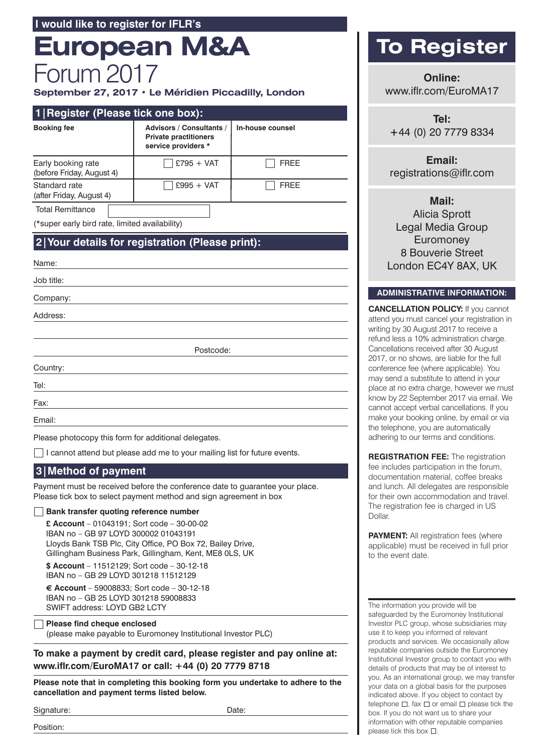**I would like to register for IFLR's**

# European M&A Forum 2017

**September 27, 2017 • Le Méridien Piccadilly, London**

## 1 | Register (Please tick one box):

| Booking fee | Advisors / Consultants / Private practitioners service providers * | In-house counsel |
|---|---|---|
| Early booking rate (before Friday, August 4) | ☐ £795 + VAT | ☐ FREE |
| Standard rate (after Friday, August 4) | ☐ £995 + VAT | ☐ FREE |

Total Remittance

(*super early bird rate, limited availability)

## 2 | Your details for registration (Please print):

Name:

Job title:

Company:

Address:

Postcode:

Country:

Tel:

Fax:

Email:

Please photocopy this form for additional delegates.

☐ I cannot attend but please add me to your mailing list for future events.

## 3 | Method of payment

Payment must be received before the conference date to guarantee your place. Please tick box to select payment method and sign agreement in box

☐ **Bank transfer quoting reference number**

**£ Account** – 01043191; Sort code – 30-00-02
IBAN no – GB 97 LOYD 300002 01043191
Lloyds Bank TSB Plc, City Office, PO Box 72, Bailey Drive, Gillingham Business Park, Gillingham, Kent, ME8 0LS, UK

**$ Account** – 11512129; Sort code – 30-12-18
IBAN no – GB 29 LOYD 301218 11512129

**€ Account** – 59008833; Sort code – 30-12-18
IBAN no – GB 25 LOYD 301218 59008833
SWIFT address: LOYD GB2 LCTY

☐ **Please find cheque enclosed**
(please make payable to Euromoney Institutional Investor PLC)

**To make a payment by credit card, please register and pay online at: www.iflr.com/EuroMA17 or call: +44 (0) 20 7779 8718**

**Please note that in completing this booking form you undertake to adhere to the cancellation and payment terms listed below.**

Signature:

Date:

Position:

# To Register

**Online:**
www.iflr.com/EuroMA17

**Tel:**
+44 (0) 20 7779 8334

**Email:**
registrations@iflr.com

**Mail:**
Alicia Sprott
Legal Media Group
Euromoney
8 Bouverie Street
London EC4Y 8AX, UK

### ADMINISTRATIVE INFORMATION:

**CANCELLATION POLICY:** If you cannot attend you must cancel your registration in writing by 30 August 2017 to receive a refund less a 10% administration charge. Cancellations received after 30 August 2017, or no shows, are liable for the full conference fee (where applicable). You may send a substitute to attend in your place at no extra charge, however we must know by 22 September 2017 via email. We cannot accept verbal cancellations. If you make your booking online, by email or via the telephone, you are automatically adhering to our terms and conditions.

**REGISTRATION FEE:** The registration fee includes participation in the forum, documentation material, coffee breaks and lunch. All delegates are responsible for their own accommodation and travel. The registration fee is charged in US Dollar.

**PAYMENT:** All registration fees (where applicable) must be received in full prior to the event date.

The information you provide will be safeguarded by the Euromoney Institutional Investor PLC group, whose subsidiaries may use it to keep you informed of relevant products and services. We occasionally allow reputable companies outside the Euromoney Institutional Investor group to contact you with details of products that may be of interest to you. As an international group, we may transfer your data on a global basis for the purposes indicated above. If you object to contact by telephone ☐, fax ☐ or email ☐ please tick the box. If you do not want us to share your information with other reputable companies please tick this box ☐.